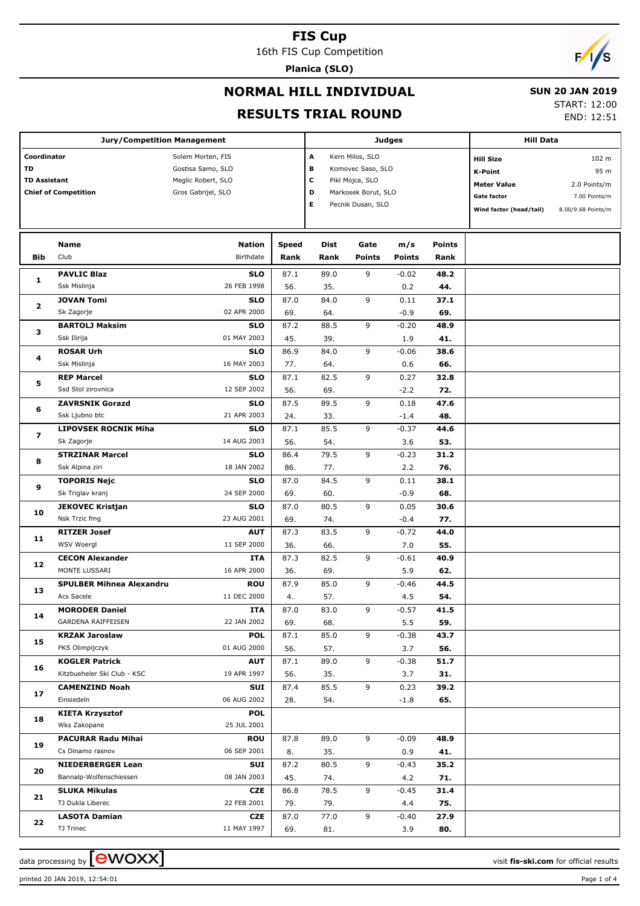# FIS Cup

16th FIS Cup Competition

**Planica (SLO)**

## NORMAL HILL INDIVIDUAL

## RESULTS TRIAL ROUND

**SUN 20 JAN 2019**

START: 12:00

END: 12:51

| Jury/Competition Management | | Judges | | Hill Data | |
|---|---|---|---|---|---|
| Coordinator | Solem Morten, FIS | A | Kern Milos, SLO | Hill Size | 102 m |
| TD | Gostisa Samo, SLO | B | Komovec Saso, SLO | K-Point | 95 m |
| TD Assistant | Meglic Robert, SLO | C | Pikl Mojca, SLO | Meter Value | 2.0 Points/m |
| Chief of Competition | Gros Gabrijel, SLO | D | Markosek Borut, SLO | Gate factor | 7.00 Points/m |
| | | E | Pecnik Dusan, SLO | Wind factor (head/tail) | 8.00/9.68 Points/m |

| Bib | Name / Club | Nation / Birthdate | Speed / Rank | Dist / Rank | Gate / Points | m/s / Points | Points / Rank |
|---|---|---|---|---|---|---|---|
| 1 | **PAVLIC Blaz** | **SLO** | 87.1 | 89.0 | 9 | -0.02 | **48.2** |
| | Ssk Mislinja | 26 FEB 1998 | 56. | 35. | | 0.2 | **44.** |
| 2 | **JOVAN Tomi** | **SLO** | 87.0 | 84.0 | 9 | 0.11 | **37.1** |
| | Sk Zagorje | 02 APR 2000 | 69. | 64. | | -0.9 | **69.** |
| 3 | **BARTOLJ Maksim** | **SLO** | 87.2 | 88.5 | 9 | -0.20 | **48.9** |
| | Ssk Ilirija | 01 MAY 2003 | 45. | 39. | | 1.9 | **41.** |
| 4 | **ROSAR Urh** | **SLO** | 86.9 | 84.0 | 9 | -0.06 | **38.6** |
| | Ssk Mislinja | 16 MAY 2003 | 77. | 64. | | 0.6 | **66.** |
| 5 | **REP Marcel** | **SLO** | 87.1 | 82.5 | 9 | 0.27 | **32.8** |
| | Ssd Stol zirovnica | 12 SEP 2002 | 56. | 69. | | -2.2 | **72.** |
| 6 | **ZAVRSNIK Gorazd** | **SLO** | 87.5 | 89.5 | 9 | 0.18 | **47.6** |
| | Ssk Ljubno btc | 21 APR 2003 | 24. | 33. | | -1.4 | **48.** |
| 7 | **LIPOVSEK ROCNIK Miha** | **SLO** | 87.1 | 85.5 | 9 | -0.37 | **44.6** |
| | Sk Zagorje | 14 AUG 2003 | 56. | 54. | | 3.6 | **53.** |
| 8 | **STRZINAR Marcel** | **SLO** | 86.4 | 79.5 | 9 | -0.23 | **31.2** |
| | Ssk Alpina ziri | 18 JAN 2002 | 86. | 77. | | 2.2 | **76.** |
| 9 | **TOPORIS Nejc** | **SLO** | 87.0 | 84.5 | 9 | 0.11 | **38.1** |
| | Sk Triglav kranj | 24 SEP 2000 | 69. | 60. | | -0.9 | **68.** |
| 10 | **JEKOVEC Kristjan** | **SLO** | 87.0 | 80.5 | 9 | 0.05 | **30.6** |
| | Nsk Trzic fmg | 23 AUG 2001 | 69. | 74. | | -0.4 | **77.** |
| 11 | **RITZER Josef** | **AUT** | 87.3 | 83.5 | 9 | -0.72 | **44.0** |
| | WSV Woergl | 11 SEP 2000 | 36. | 66. | | 7.0 | **55.** |
| 12 | **CECON Alexander** | **ITA** | 87.3 | 82.5 | 9 | -0.61 | **40.9** |
| | MONTE LUSSARI | 16 APR 2000 | 36. | 69. | | 5.9 | **62.** |
| 13 | **SPULBER Mihnea Alexandru** | **ROU** | 87.9 | 85.0 | 9 | -0.46 | **44.5** |
| | Acs Sacele | 11 DEC 2000 | 4. | 57. | | 4.5 | **54.** |
| 14 | **MORODER Daniel** | **ITA** | 87.0 | 83.0 | 9 | -0.57 | **41.5** |
| | GARDENA RAIFFEISEN | 22 JAN 2002 | 69. | 68. | | 5.5 | **59.** |
| 15 | **KRZAK Jaroslaw** | **POL** | 87.1 | 85.0 | 9 | -0.38 | **43.7** |
| | PKS Olimpijczyk | 01 AUG 2000 | 56. | 57. | | 3.7 | **56.** |
| 16 | **KOGLER Patrick** | **AUT** | 87.1 | 89.0 | 9 | -0.38 | **51.7** |
| | Kitzbueheler Ski Club - KSC | 19 APR 1997 | 56. | 35. | | 3.7 | **31.** |
| 17 | **CAMENZIND Noah** | **SUI** | 87.4 | 85.5 | 9 | 0.23 | **39.2** |
| | Einsiedeln | 06 AUG 2002 | 28. | 54. | | -1.8 | **65.** |
| 18 | **KIETA Krzysztof** | **POL** | | | | | |
| | Wks Zakopane | 25 JUL 2001 | | | | | |
| 19 | **PACURAR Radu Mihai** | **ROU** | 87.8 | 89.0 | 9 | -0.09 | **48.9** |
| | Cs Dinamo rasnov | 06 SEP 2001 | 8. | 35. | | 0.9 | **41.** |
| 20 | **NIEDERBERGER Lean** | **SUI** | 87.2 | 80.5 | 9 | -0.43 | **35.2** |
| | Bannalp-Wolfenschiessen | 08 JAN 2003 | 45. | 74. | | 4.2 | **71.** |
| 21 | **SLUKA Mikulas** | **CZE** | 86.8 | 78.5 | 9 | -0.45 | **31.4** |
| | TJ Dukla Liberec | 22 FEB 2001 | 79. | 79. | | 4.4 | **75.** |
| 22 | **LASOTA Damian** | **CZE** | 87.0 | 77.0 | 9 | -0.40 | **27.9** |
| | TJ Trinec | 11 MAY 1997 | 69. | 81. | | 3.9 | **80.** |

data processing by ewoxx — visit **fis-ski.com** for official results

printed 20 JAN 2019, 12:54:01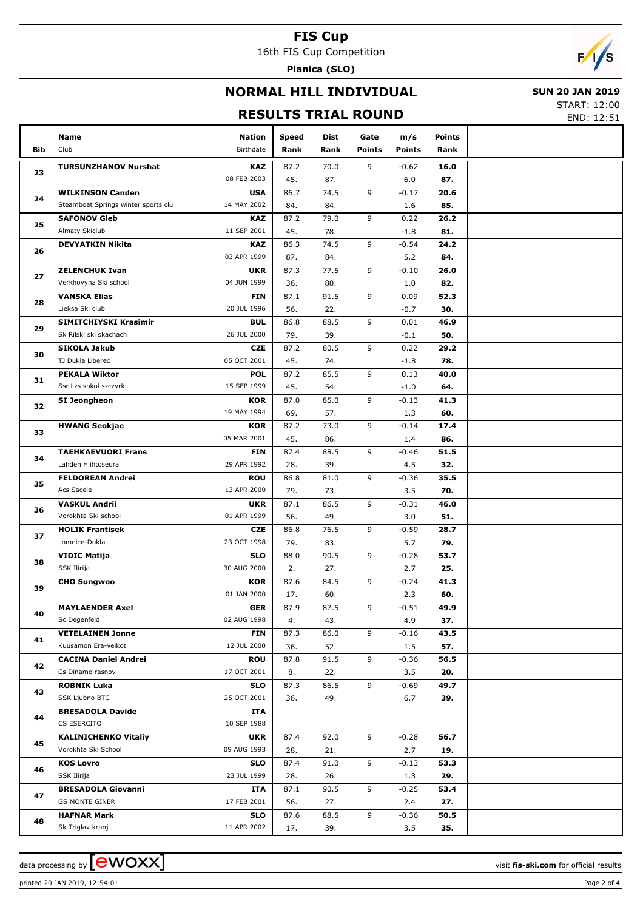# FIS Cup

16th FIS Cup Competition

**Planica (SLO)**

## NORMAL HILL INDIVIDUAL

**SUN 20 JAN 2019**

## RESULTS TRIAL ROUND

START: 12:00
END: 12:51

| Bib | Name<br>Club | Nation<br>Birthdate | Speed<br>Rank | Dist<br>Rank | Gate<br>Points | m/s<br>Points | Points<br>Rank |
|---|---|---|---|---|---|---|---|
| 23 | **TURSUNZHANOV Nurshat** | **KAZ**<br>08 FEB 2003 | 87.2<br>45. | 70.0<br>87. | 9 | -0.62<br>6.0 | **16.0**<br>**87.** |
| 24 | **WILKINSON Canden**<br>Steamboat Springs winter sports clu | **USA**<br>14 MAY 2002 | 86.7<br>84. | 74.5<br>84. | 9 | -0.17<br>1.6 | **20.6**<br>**85.** |
| 25 | **SAFONOV Gleb**<br>Almaty Skiclub | **KAZ**<br>11 SEP 2001 | 87.2<br>45. | 79.0<br>78. | 9 | 0.22<br>-1.8 | **26.2**<br>**81.** |
| 26 | **DEVYATKIN Nikita** | **KAZ**<br>03 APR 1999 | 86.3<br>87. | 74.5<br>84. | 9 | -0.54<br>5.2 | **24.2**<br>**84.** |
| 27 | **ZELENCHUK Ivan**<br>Verkhovyna Ski school | **UKR**<br>04 JUN 1999 | 87.3<br>36. | 77.5<br>80. | 9 | -0.10<br>1.0 | **26.0**<br>**82.** |
| 28 | **VANSKA Elias**<br>Lieksa Ski club | **FIN**<br>20 JUL 1996 | 87.1<br>56. | 91.5<br>22. | 9 | 0.09<br>-0.7 | **52.3**<br>**30.** |
| 29 | **SIMITCHIYSKI Krasimir**<br>Sk Rilski ski skachach | **BUL**<br>26 JUL 2000 | 86.8<br>79. | 88.5<br>39. | 9 | 0.01<br>-0.1 | **46.9**<br>**50.** |
| 30 | **SIKOLA Jakub**<br>TJ Dukla Liberec | **CZE**<br>05 OCT 2001 | 87.2<br>45. | 80.5<br>74. | 9 | 0.22<br>-1.8 | **29.2**<br>**78.** |
| 31 | **PEKALA Wiktor**<br>Ssr Lzs sokol szczyrk | **POL**<br>15 SEP 1999 | 87.2<br>45. | 85.5<br>54. | 9 | 0.13<br>-1.0 | **40.0**<br>**64.** |
| 32 | **SI Jeongheon** | **KOR**<br>19 MAY 1994 | 87.0<br>69. | 85.0<br>57. | 9 | -0.13<br>1.3 | **41.3**<br>**60.** |
| 33 | **HWANG Seokjae** | **KOR**<br>05 MAR 2001 | 87.2<br>45. | 73.0<br>86. | 9 | -0.14<br>1.4 | **17.4**<br>**86.** |
| 34 | **TAEHKAEVUORI Frans**<br>Lahden Hiihtoseura | **FIN**<br>29 APR 1992 | 87.4<br>28. | 88.5<br>39. | 9 | -0.46<br>4.5 | **51.5**<br>**32.** |
| 35 | **FELDOREAN Andrei**<br>Acs Sacele | **ROU**<br>13 APR 2000 | 86.8<br>79. | 81.0<br>73. | 9 | -0.36<br>3.5 | **35.5**<br>**70.** |
| 36 | **VASKUL Andrii**<br>Vorokhta Ski school | **UKR**<br>01 APR 1999 | 87.1<br>56. | 86.5<br>49. | 9 | -0.31<br>3.0 | **46.0**<br>**51.** |
| 37 | **HOLIK Frantisek**<br>Lomnice-Dukla | **CZE**<br>23 OCT 1998 | 86.8<br>79. | 76.5<br>83. | 9 | -0.59<br>5.7 | **28.7**<br>**79.** |
| 38 | **VIDIC Matija**<br>SSK Ilirija | **SLO**<br>30 AUG 2000 | 88.0<br>2. | 90.5<br>27. | 9 | -0.28<br>2.7 | **53.7**<br>**25.** |
| 39 | **CHO Sungwoo** | **KOR**<br>01 JAN 2000 | 87.6<br>17. | 84.5<br>60. | 9 | -0.24<br>2.3 | **41.3**<br>**60.** |
| 40 | **MAYLAENDER Axel**<br>Sc Degenfeld | **GER**<br>02 AUG 1998 | 87.9<br>4. | 87.5<br>43. | 9 | -0.51<br>4.9 | **49.9**<br>**37.** |
| 41 | **VETELAINEN Jonne**<br>Kuusamon Era-veikot | **FIN**<br>12 JUL 2000 | 87.3<br>36. | 86.0<br>52. | 9 | -0.16<br>1.5 | **43.5**<br>**57.** |
| 42 | **CACINA Daniel Andrei**<br>Cs Dinamo rasnov | **ROU**<br>17 OCT 2001 | 87.8<br>8. | 91.5<br>22. | 9 | -0.36<br>3.5 | **56.5**<br>**20.** |
| 43 | **ROBNIK Luka**<br>SSK Ljubno BTC | **SLO**<br>25 OCT 2001 | 87.3<br>36. | 86.5<br>49. | 9 | -0.69<br>6.7 | **49.7**<br>**39.** |
| 44 | **BRESADOLA Davide**<br>CS ESERCITO | **ITA**<br>10 SEP 1988 | | | | | |
| 45 | **KALINICHENKO Vitaliy**<br>Vorokhta Ski School | **UKR**<br>09 AUG 1993 | 87.4<br>28. | 92.0<br>21. | 9 | -0.28<br>2.7 | **56.7**<br>**19.** |
| 46 | **KOS Lovro**<br>SSK Ilirija | **SLO**<br>23 JUL 1999 | 87.4<br>28. | 91.0<br>26. | 9 | -0.13<br>1.3 | **53.3**<br>**29.** |
| 47 | **BRESADOLA Giovanni**<br>GS MONTE GINER | **ITA**<br>17 FEB 2001 | 87.1<br>56. | 90.5<br>27. | 9 | -0.25<br>2.4 | **53.4**<br>**27.** |
| 48 | **HAFNAR Mark**<br>Sk Triglav kranj | **SLO**<br>11 APR 2002 | 87.6<br>17. | 88.5<br>39. | 9 | -0.36<br>3.5 | **50.5**<br>**35.** |

data processing by EWOXX — visit fis-ski.com for official results

printed 20 JAN 2019, 12:54:01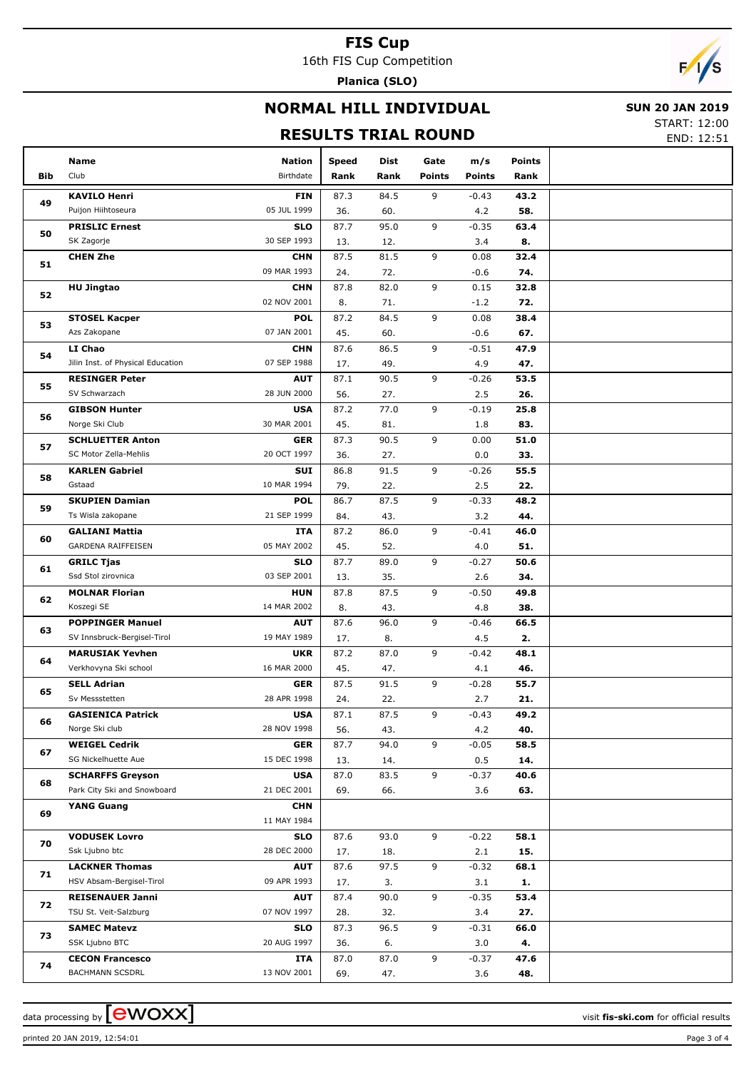# FIS Cup

16th FIS Cup Competition

**Planica (SLO)**

## NORMAL HILL INDIVIDUAL

**SUN 20 JAN 2019**

START: 12:00

END: 12:51

## RESULTS TRIAL ROUND

| Bib | Name / Club | Nation / Birthdate | Speed / Rank | Dist / Rank | Gate / Points | m/s / Points | Points / Rank |
|---|---|---|---|---|---|---|---|
| 49 | **KAVILO Henri** | **FIN** | 87.3 | 84.5 | 9 | -0.43 | **43.2** |
| | Puijon Hiihtoseura | 05 JUL 1999 | 36. | 60. | | 4.2 | **58.** |
| 50 | **PRISLIC Ernest** | **SLO** | 87.7 | 95.0 | 9 | -0.35 | **63.4** |
| | SK Zagorje | 30 SEP 1993 | 13. | 12. | | 3.4 | **8.** |
| 51 | **CHEN Zhe** | **CHN** | 87.5 | 81.5 | 9 | 0.08 | **32.4** |
| | | 09 MAR 1993 | 24. | 72. | | -0.6 | **74.** |
| 52 | **HU Jingtao** | **CHN** | 87.8 | 82.0 | 9 | 0.15 | **32.8** |
| | | 02 NOV 2001 | 8. | 71. | | -1.2 | **72.** |
| 53 | **STOSEL Kacper** | **POL** | 87.2 | 84.5 | 9 | 0.08 | **38.4** |
| | Azs Zakopane | 07 JAN 2001 | 45. | 60. | | -0.6 | **67.** |
| 54 | **LI Chao** | **CHN** | 87.6 | 86.5 | 9 | -0.51 | **47.9** |
| | Jilin Inst. of Physical Education | 07 SEP 1988 | 17. | 49. | | 4.9 | **47.** |
| 55 | **RESINGER Peter** | **AUT** | 87.1 | 90.5 | 9 | -0.26 | **53.5** |
| | SV Schwarzach | 28 JUN 2000 | 56. | 27. | | 2.5 | **26.** |
| 56 | **GIBSON Hunter** | **USA** | 87.2 | 77.0 | 9 | -0.19 | **25.8** |
| | Norge Ski Club | 30 MAR 2001 | 45. | 81. | | 1.8 | **83.** |
| 57 | **SCHLUETTER Anton** | **GER** | 87.3 | 90.5 | 9 | 0.00 | **51.0** |
| | SC Motor Zella-Mehlis | 20 OCT 1997 | 36. | 27. | | 0.0 | **33.** |
| 58 | **KARLEN Gabriel** | **SUI** | 86.8 | 91.5 | 9 | -0.26 | **55.5** |
| | Gstaad | 10 MAR 1994 | 79. | 22. | | 2.5 | **22.** |
| 59 | **SKUPIEN Damian** | **POL** | 86.7 | 87.5 | 9 | -0.33 | **48.2** |
| | Ts Wisla zakopane | 21 SEP 1999 | 84. | 43. | | 3.2 | **44.** |
| 60 | **GALIANI Mattia** | **ITA** | 87.2 | 86.0 | 9 | -0.41 | **46.0** |
| | GARDENA RAIFFEISEN | 05 MAY 2002 | 45. | 52. | | 4.0 | **51.** |
| 61 | **GRILC Tjas** | **SLO** | 87.7 | 89.0 | 9 | -0.27 | **50.6** |
| | Ssd Stol zirovnica | 03 SEP 2001 | 13. | 35. | | 2.6 | **34.** |
| 62 | **MOLNAR Florian** | **HUN** | 87.8 | 87.5 | 9 | -0.50 | **49.8** |
| | Koszegi SE | 14 MAR 2002 | 8. | 43. | | 4.8 | **38.** |
| 63 | **POPPINGER Manuel** | **AUT** | 87.6 | 96.0 | 9 | -0.46 | **66.5** |
| | SV Innsbruck-Bergisel-Tirol | 19 MAY 1989 | 17. | 8. | | 4.5 | **2.** |
| 64 | **MARUSIAK Yevhen** | **UKR** | 87.2 | 87.0 | 9 | -0.42 | **48.1** |
| | Verkhovyna Ski school | 16 MAR 2000 | 45. | 47. | | 4.1 | **46.** |
| 65 | **SELL Adrian** | **GER** | 87.5 | 91.5 | 9 | -0.28 | **55.7** |
| | Sv Messstetten | 28 APR 1998 | 24. | 22. | | 2.7 | **21.** |
| 66 | **GASIENICA Patrick** | **USA** | 87.1 | 87.5 | 9 | -0.43 | **49.2** |
| | Norge Ski club | 28 NOV 1998 | 56. | 43. | | 4.2 | **40.** |
| 67 | **WEIGEL Cedrik** | **GER** | 87.7 | 94.0 | 9 | -0.05 | **58.5** |
| | SG Nickelhuette Aue | 15 DEC 1998 | 13. | 14. | | 0.5 | **14.** |
| 68 | **SCHARFFS Greyson** | **USA** | 87.0 | 83.5 | 9 | -0.37 | **40.6** |
| | Park City Ski and Snowboard | 21 DEC 2001 | 69. | 66. | | 3.6 | **63.** |
| 69 | **YANG Guang** | **CHN** | | | | | |
| | | 11 MAY 1984 | | | | | |
| 70 | **VODUSEK Lovro** | **SLO** | 87.6 | 93.0 | 9 | -0.22 | **58.1** |
| | Ssk Ljubno btc | 28 DEC 2000 | 17. | 18. | | 2.1 | **15.** |
| 71 | **LACKNER Thomas** | **AUT** | 87.6 | 97.5 | 9 | -0.32 | **68.1** |
| | HSV Absam-Bergisel-Tirol | 09 APR 1993 | 17. | 3. | | 3.1 | **1.** |
| 72 | **REISENAUER Janni** | **AUT** | 87.4 | 90.0 | 9 | -0.35 | **53.4** |
| | TSU St. Veit-Salzburg | 07 NOV 1997 | 28. | 32. | | 3.4 | **27.** |
| 73 | **SAMEC Matevz** | **SLO** | 87.3 | 96.5 | 9 | -0.31 | **66.0** |
| | SSK Ljubno BTC | 20 AUG 1997 | 36. | 6. | | 3.0 | **4.** |
| 74 | **CECON Francesco** | **ITA** | 87.0 | 87.0 | 9 | -0.37 | **47.6** |
| | BACHMANN SCSDRL | 13 NOV 2001 | 69. | 47. | | 3.6 | **48.** |

data processing by ewoxx — visit **fis-ski.com** for official results

printed 20 JAN 2019, 12:54:01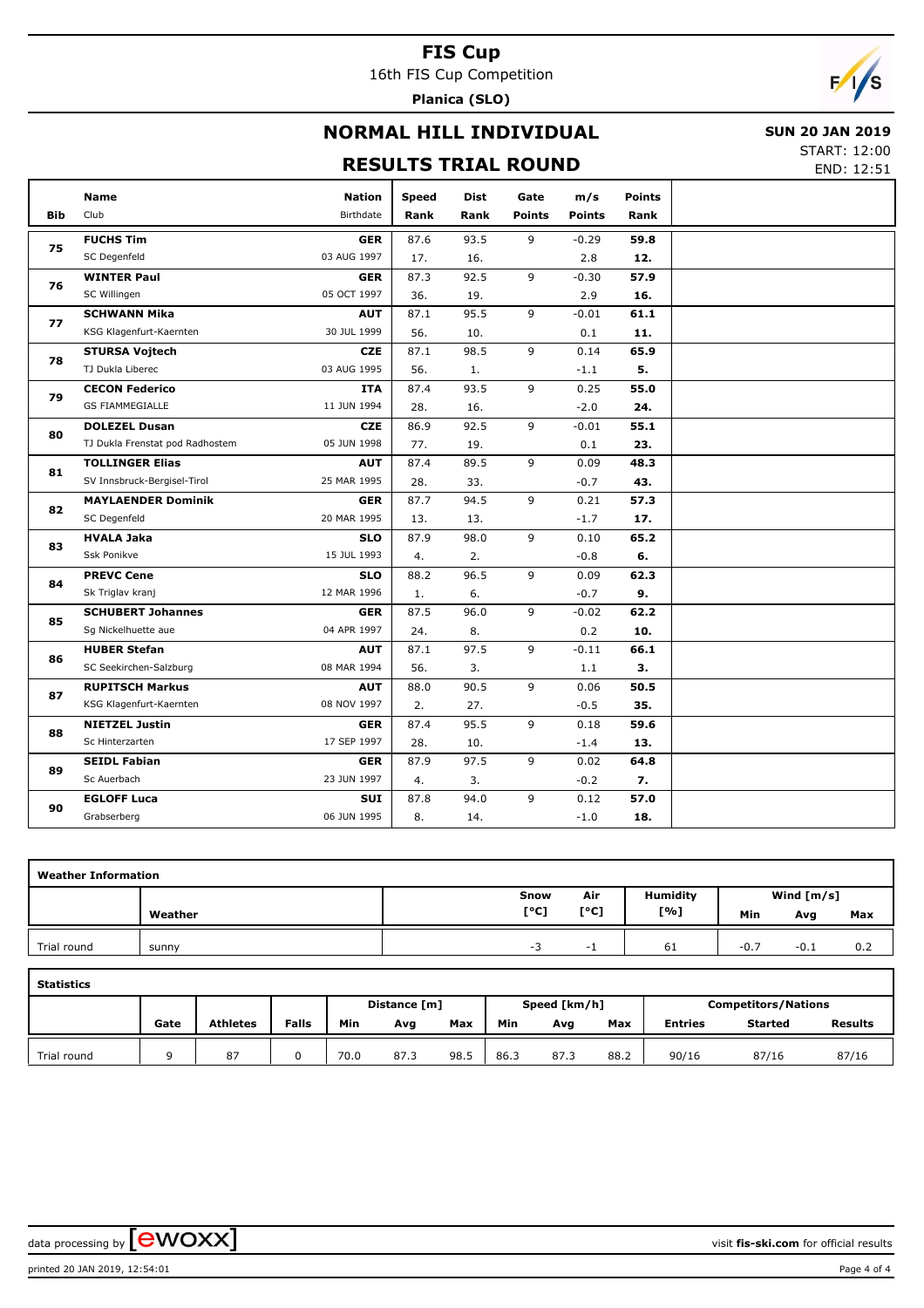# FIS Cup

16th FIS Cup Competition

**Planica (SLO)**

## NORMAL HILL INDIVIDUAL

**SUN 20 JAN 2019**

START: 12:00

END: 12:51

## RESULTS TRIAL ROUND

| Bib | Name / Club | Nation / Birthdate | Speed / Rank | Dist / Rank | Gate / Points | m/s / Points | Points / Rank |
|---|---|---|---|---|---|---|---|
| 75 | **FUCHS Tim** | **GER** | 87.6 | 93.5 | 9 | -0.29 | **59.8** |
| | SC Degenfeld | 03 AUG 1997 | 17. | 16. | | 2.8 | **12.** |
| 76 | **WINTER Paul** | **GER** | 87.3 | 92.5 | 9 | -0.30 | **57.9** |
| | SC Willingen | 05 OCT 1997 | 36. | 19. | | 2.9 | **16.** |
| 77 | **SCHWANN Mika** | **AUT** | 87.1 | 95.5 | 9 | -0.01 | **61.1** |
| | KSG Klagenfurt-Kaernten | 30 JUL 1999 | 56. | 10. | | 0.1 | **11.** |
| 78 | **STURSA Vojtech** | **CZE** | 87.1 | 98.5 | 9 | 0.14 | **65.9** |
| | TJ Dukla Liberec | 03 AUG 1995 | 56. | 1. | | -1.1 | **5.** |
| 79 | **CECON Federico** | **ITA** | 87.4 | 93.5 | 9 | 0.25 | **55.0** |
| | GS FIAMMEGIALLE | 11 JUN 1994 | 28. | 16. | | -2.0 | **24.** |
| 80 | **DOLEZEL Dusan** | **CZE** | 86.9 | 92.5 | 9 | -0.01 | **55.1** |
| | TJ Dukla Frenstat pod Radhostem | 05 JUN 1998 | 77. | 19. | | 0.1 | **23.** |
| 81 | **TOLLINGER Elias** | **AUT** | 87.4 | 89.5 | 9 | 0.09 | **48.3** |
| | SV Innsbruck-Bergisel-Tirol | 25 MAR 1995 | 28. | 33. | | -0.7 | **43.** |
| 82 | **MAYLAENDER Dominik** | **GER** | 87.7 | 94.5 | 9 | 0.21 | **57.3** |
| | SC Degenfeld | 20 MAR 1995 | 13. | 13. | | -1.7 | **17.** |
| 83 | **HVALA Jaka** | **SLO** | 87.9 | 98.0 | 9 | 0.10 | **65.2** |
| | Ssk Ponikve | 15 JUL 1993 | 4. | 2. | | -0.8 | **6.** |
| 84 | **PREVC Cene** | **SLO** | 88.2 | 96.5 | 9 | 0.09 | **62.3** |
| | Sk Triglav kranj | 12 MAR 1996 | 1. | 6. | | -0.7 | **9.** |
| 85 | **SCHUBERT Johannes** | **GER** | 87.5 | 96.0 | 9 | -0.02 | **62.2** |
| | Sg Nickelhuette aue | 04 APR 1997 | 24. | 8. | | 0.2 | **10.** |
| 86 | **HUBER Stefan** | **AUT** | 87.1 | 97.5 | 9 | -0.11 | **66.1** |
| | SC Seekirchen-Salzburg | 08 MAR 1994 | 56. | 3. | | 1.1 | **3.** |
| 87 | **RUPITSCH Markus** | **AUT** | 88.0 | 90.5 | 9 | 0.06 | **50.5** |
| | KSG Klagenfurt-Kaernten | 08 NOV 1997 | 2. | 27. | | -0.5 | **35.** |
| 88 | **NIETZEL Justin** | **GER** | 87.4 | 95.5 | 9 | 0.18 | **59.6** |
| | Sc Hinterzarten | 17 SEP 1997 | 28. | 10. | | -1.4 | **13.** |
| 89 | **SEIDL Fabian** | **GER** | 87.9 | 97.5 | 9 | 0.02 | **64.8** |
| | Sc Auerbach | 23 JUN 1997 | 4. | 3. | | -0.2 | **7.** |
| 90 | **EGLOFF Luca** | **SUI** | 87.8 | 94.0 | 9 | 0.12 | **57.0** |
| | Grabserberg | 06 JUN 1995 | 8. | 14. | | -1.0 | **18.** |

**Weather Information**

| | Weather | Snow [°C] | Air [°C] | Humidity [%] | Wind [m/s] Min | Avg | Max |
|---|---|---|---|---|---|---|---|
| Trial round | sunny | -3 | -1 | 61 | -0.7 | -0.1 | 0.2 |

**Statistics**

| | Gate | Athletes | Falls | Distance [m] Min | Avg | Max | Speed [km/h] Min | Avg | Max | Competitors/Nations Entries | Started | Results |
|---|---|---|---|---|---|---|---|---|---|---|---|---|
| Trial round | 9 | 87 | 0 | 70.0 | 87.3 | 98.5 | 86.3 | 87.3 | 88.2 | 90/16 | 87/16 | 87/16 |

data processing by ewoxx — visit **fis-ski.com** for official results

printed 20 JAN 2019, 12:54:01